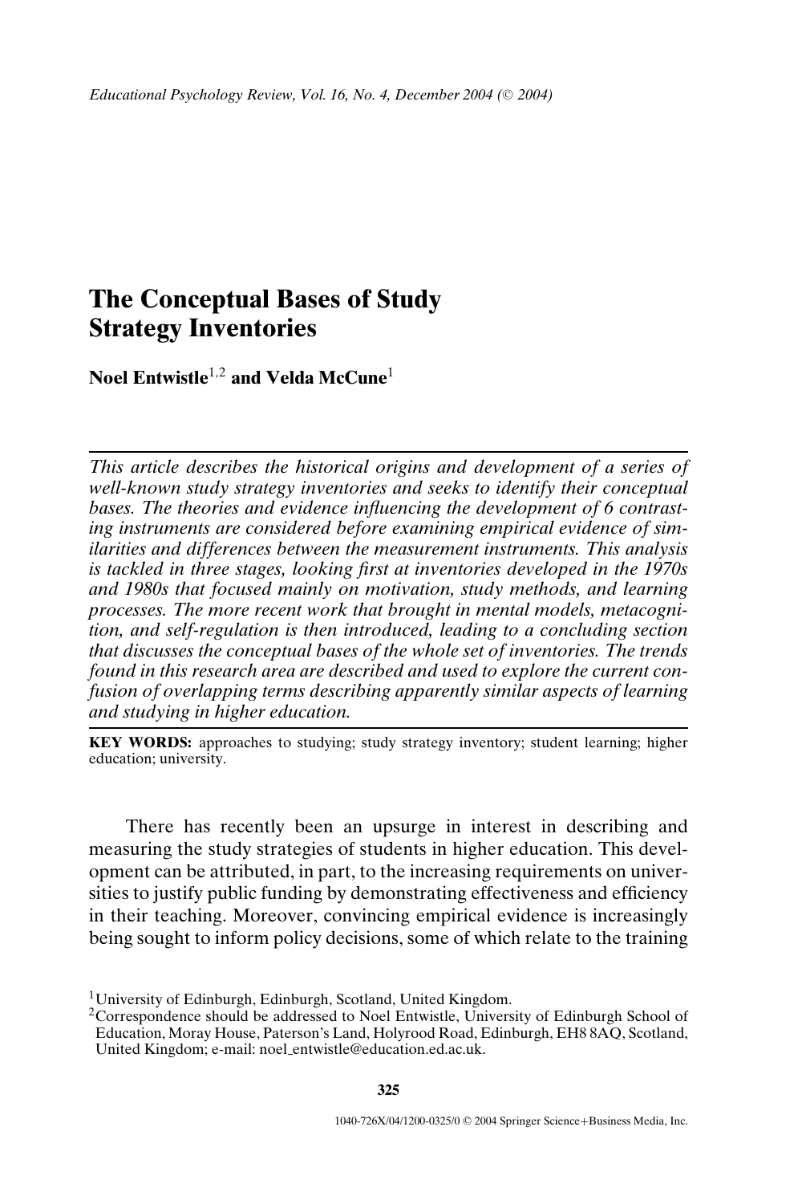# The Conceptual Bases of Study Strategy Inventories

**Noel Entwistle**[1,2] **and Velda McCune**[1]

*This article describes the historical origins and development of a series of well-known study strategy inventories and seeks to identify their conceptual bases. The theories and evidence influencing the development of 6 contrasting instruments are considered before examining empirical evidence of similarities and differences between the measurement instruments. This analysis is tackled in three stages, looking first at inventories developed in the 1970s and 1980s that focused mainly on motivation, study methods, and learning processes. The more recent work that brought in mental models, metacognition, and self-regulation is then introduced, leading to a concluding section that discusses the conceptual bases of the whole set of inventories. The trends found in this research area are described and used to explore the current confusion of overlapping terms describing apparently similar aspects of learning and studying in higher education.*

**KEY WORDS:** approaches to studying; study strategy inventory; student learning; higher education; university.

There has recently been an upsurge in interest in describing and measuring the study strategies of students in higher education. This development can be attributed, in part, to the increasing requirements on universities to justify public funding by demonstrating effectiveness and efficiency in their teaching. Moreover, convincing empirical evidence is increasingly being sought to inform policy decisions, some of which relate to the training

[1]University of Edinburgh, Edinburgh, Scotland, United Kingdom.

[2]Correspondence should be addressed to Noel Entwistle, University of Edinburgh School of Education, Moray House, Paterson's Land, Holyrood Road, Edinburgh, EH8 8AQ, Scotland, United Kingdom; e-mail: noel_entwistle@education.ed.ac.uk.

1040-726X/04/1200-0325/0 © 2004 Springer Science+Business Media, Inc.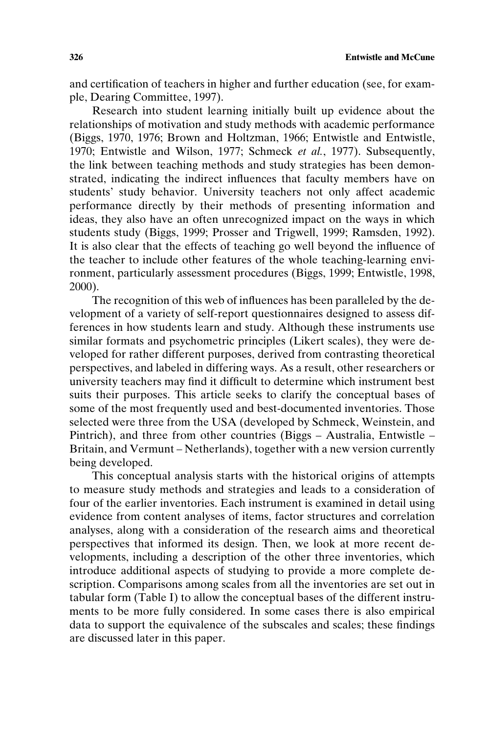and certification of teachers in higher and further education (see, for example, Dearing Committee, 1997).

Research into student learning initially built up evidence about the relationships of motivation and study methods with academic performance (Biggs, 1970, 1976; Brown and Holtzman, 1966; Entwistle and Entwistle, 1970; Entwistle and Wilson, 1977; Schmeck *et al.*, 1977). Subsequently, the link between teaching methods and study strategies has been demonstrated, indicating the indirect influences that faculty members have on students' study behavior. University teachers not only affect academic performance directly by their methods of presenting information and ideas, they also have an often unrecognized impact on the ways in which students study (Biggs, 1999; Prosser and Trigwell, 1999; Ramsden, 1992). It is also clear that the effects of teaching go well beyond the influence of the teacher to include other features of the whole teaching-learning environment, particularly assessment procedures (Biggs, 1999; Entwistle, 1998, 2000).

The recognition of this web of influences has been paralleled by the development of a variety of self-report questionnaires designed to assess differences in how students learn and study. Although these instruments use similar formats and psychometric principles (Likert scales), they were developed for rather different purposes, derived from contrasting theoretical perspectives, and labeled in differing ways. As a result, other researchers or university teachers may find it difficult to determine which instrument best suits their purposes. This article seeks to clarify the conceptual bases of some of the most frequently used and best-documented inventories. Those selected were three from the USA (developed by Schmeck, Weinstein, and Pintrich), and three from other countries (Biggs – Australia, Entwistle – Britain, and Vermunt – Netherlands), together with a new version currently being developed.

This conceptual analysis starts with the historical origins of attempts to measure study methods and strategies and leads to a consideration of four of the earlier inventories. Each instrument is examined in detail using evidence from content analyses of items, factor structures and correlation analyses, along with a consideration of the research aims and theoretical perspectives that informed its design. Then, we look at more recent developments, including a description of the other three inventories, which introduce additional aspects of studying to provide a more complete description. Comparisons among scales from all the inventories are set out in tabular form (Table I) to allow the conceptual bases of the different instruments to be more fully considered. In some cases there is also empirical data to support the equivalence of the subscales and scales; these findings are discussed later in this paper.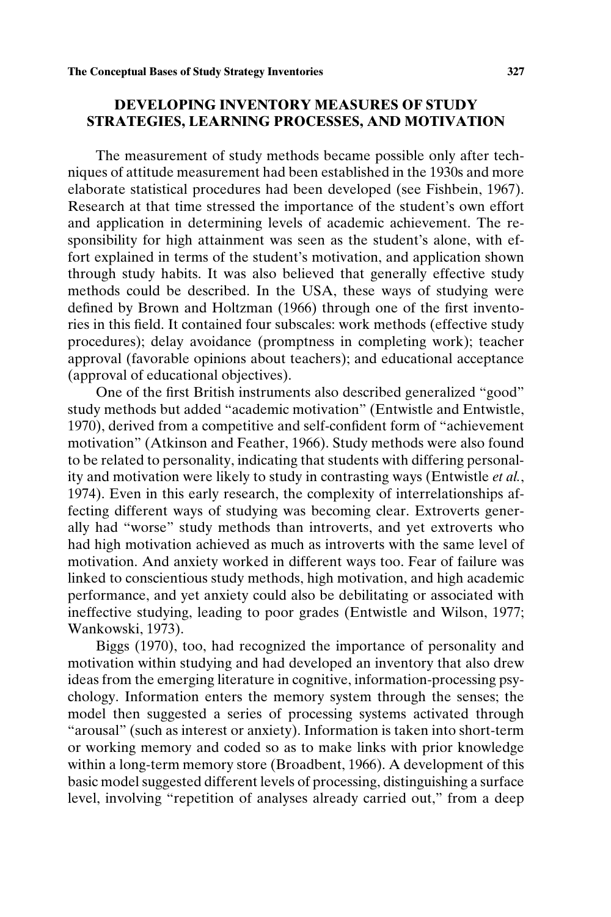## DEVELOPING INVENTORY MEASURES OF STUDY STRATEGIES, LEARNING PROCESSES, AND MOTIVATION

The measurement of study methods became possible only after techniques of attitude measurement had been established in the 1930s and more elaborate statistical procedures had been developed (see Fishbein, 1967). Research at that time stressed the importance of the student's own effort and application in determining levels of academic achievement. The responsibility for high attainment was seen as the student's alone, with effort explained in terms of the student's motivation, and application shown through study habits. It was also believed that generally effective study methods could be described. In the USA, these ways of studying were defined by Brown and Holtzman (1966) through one of the first inventories in this field. It contained four subscales: work methods (effective study procedures); delay avoidance (promptness in completing work); teacher approval (favorable opinions about teachers); and educational acceptance (approval of educational objectives).

One of the first British instruments also described generalized "good" study methods but added "academic motivation" (Entwistle and Entwistle, 1970), derived from a competitive and self-confident form of "achievement motivation" (Atkinson and Feather, 1966). Study methods were also found to be related to personality, indicating that students with differing personality and motivation were likely to study in contrasting ways (Entwistle *et al.*, 1974). Even in this early research, the complexity of interrelationships affecting different ways of studying was becoming clear. Extroverts generally had "worse" study methods than introverts, and yet extroverts who had high motivation achieved as much as introverts with the same level of motivation. And anxiety worked in different ways too. Fear of failure was linked to conscientious study methods, high motivation, and high academic performance, and yet anxiety could also be debilitating or associated with ineffective studying, leading to poor grades (Entwistle and Wilson, 1977; Wankowski, 1973).

Biggs (1970), too, had recognized the importance of personality and motivation within studying and had developed an inventory that also drew ideas from the emerging literature in cognitive, information-processing psychology. Information enters the memory system through the senses; the model then suggested a series of processing systems activated through "arousal" (such as interest or anxiety). Information is taken into short-term or working memory and coded so as to make links with prior knowledge within a long-term memory store (Broadbent, 1966). A development of this basic model suggested different levels of processing, distinguishing a surface level, involving "repetition of analyses already carried out," from a deep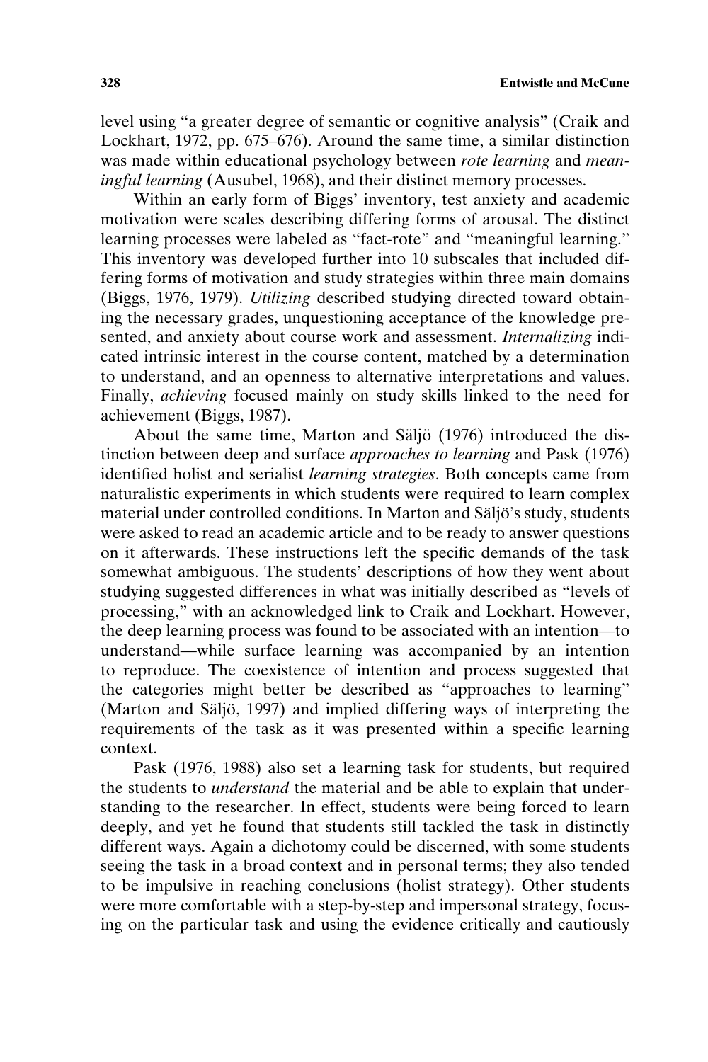level using "a greater degree of semantic or cognitive analysis" (Craik and Lockhart, 1972, pp. 675–676). Around the same time, a similar distinction was made within educational psychology between *rote learning* and *meaningful learning* (Ausubel, 1968), and their distinct memory processes.

Within an early form of Biggs' inventory, test anxiety and academic motivation were scales describing differing forms of arousal. The distinct learning processes were labeled as "fact-rote" and "meaningful learning." This inventory was developed further into 10 subscales that included differing forms of motivation and study strategies within three main domains (Biggs, 1976, 1979). *Utilizing* described studying directed toward obtaining the necessary grades, unquestioning acceptance of the knowledge presented, and anxiety about course work and assessment. *Internalizing* indicated intrinsic interest in the course content, matched by a determination to understand, and an openness to alternative interpretations and values. Finally, *achieving* focused mainly on study skills linked to the need for achievement (Biggs, 1987).

About the same time, Marton and Säljö (1976) introduced the distinction between deep and surface *approaches to learning* and Pask (1976) identified holist and serialist *learning strategies*. Both concepts came from naturalistic experiments in which students were required to learn complex material under controlled conditions. In Marton and Säljö's study, students were asked to read an academic article and to be ready to answer questions on it afterwards. These instructions left the specific demands of the task somewhat ambiguous. The students' descriptions of how they went about studying suggested differences in what was initially described as "levels of processing," with an acknowledged link to Craik and Lockhart. However, the deep learning process was found to be associated with an intention—to understand—while surface learning was accompanied by an intention to reproduce. The coexistence of intention and process suggested that the categories might better be described as "approaches to learning" (Marton and Säljö, 1997) and implied differing ways of interpreting the requirements of the task as it was presented within a specific learning context.

Pask (1976, 1988) also set a learning task for students, but required the students to *understand* the material and be able to explain that understanding to the researcher. In effect, students were being forced to learn deeply, and yet he found that students still tackled the task in distinctly different ways. Again a dichotomy could be discerned, with some students seeing the task in a broad context and in personal terms; they also tended to be impulsive in reaching conclusions (holist strategy). Other students were more comfortable with a step-by-step and impersonal strategy, focusing on the particular task and using the evidence critically and cautiously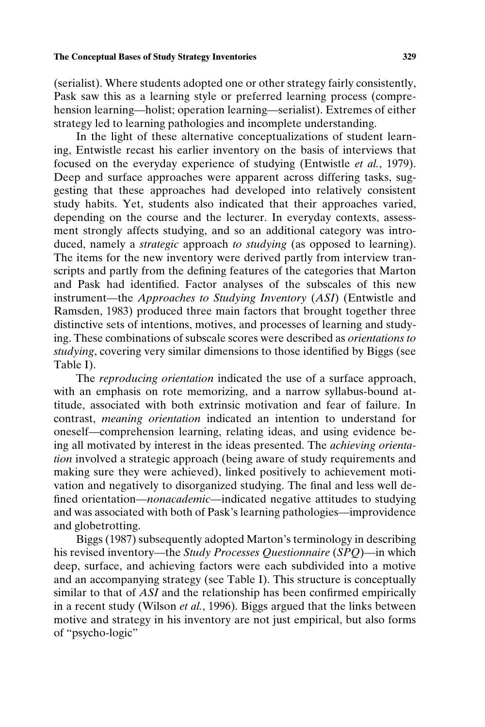(serialist). Where students adopted one or other strategy fairly consistently, Pask saw this as a learning style or preferred learning process (comprehension learning—holist; operation learning—serialist). Extremes of either strategy led to learning pathologies and incomplete understanding.

In the light of these alternative conceptualizations of student learning, Entwistle recast his earlier inventory on the basis of interviews that focused on the everyday experience of studying (Entwistle *et al.*, 1979). Deep and surface approaches were apparent across differing tasks, suggesting that these approaches had developed into relatively consistent study habits. Yet, students also indicated that their approaches varied, depending on the course and the lecturer. In everyday contexts, assessment strongly affects studying, and so an additional category was introduced, namely a *strategic* approach *to studying* (as opposed to learning). The items for the new inventory were derived partly from interview transcripts and partly from the defining features of the categories that Marton and Pask had identified. Factor analyses of the subscales of this new instrument—the *Approaches to Studying Inventory* (*ASI*) (Entwistle and Ramsden, 1983) produced three main factors that brought together three distinctive sets of intentions, motives, and processes of learning and studying. These combinations of subscale scores were described as *orientations to studying*, covering very similar dimensions to those identified by Biggs (see Table I).

The *reproducing orientation* indicated the use of a surface approach, with an emphasis on rote memorizing, and a narrow syllabus-bound attitude, associated with both extrinsic motivation and fear of failure. In contrast, *meaning orientation* indicated an intention to understand for oneself—comprehension learning, relating ideas, and using evidence being all motivated by interest in the ideas presented. The *achieving orientation* involved a strategic approach (being aware of study requirements and making sure they were achieved), linked positively to achievement motivation and negatively to disorganized studying. The final and less well defined orientation—*nonacademic*—indicated negative attitudes to studying and was associated with both of Pask's learning pathologies—improvidence and globetrotting.

Biggs (1987) subsequently adopted Marton's terminology in describing his revised inventory—the *Study Processes Questionnaire* (*SPQ*)—in which deep, surface, and achieving factors were each subdivided into a motive and an accompanying strategy (see Table I). This structure is conceptually similar to that of *ASI* and the relationship has been confirmed empirically in a recent study (Wilson *et al.*, 1996). Biggs argued that the links between motive and strategy in his inventory are not just empirical, but also forms of "psycho-logic"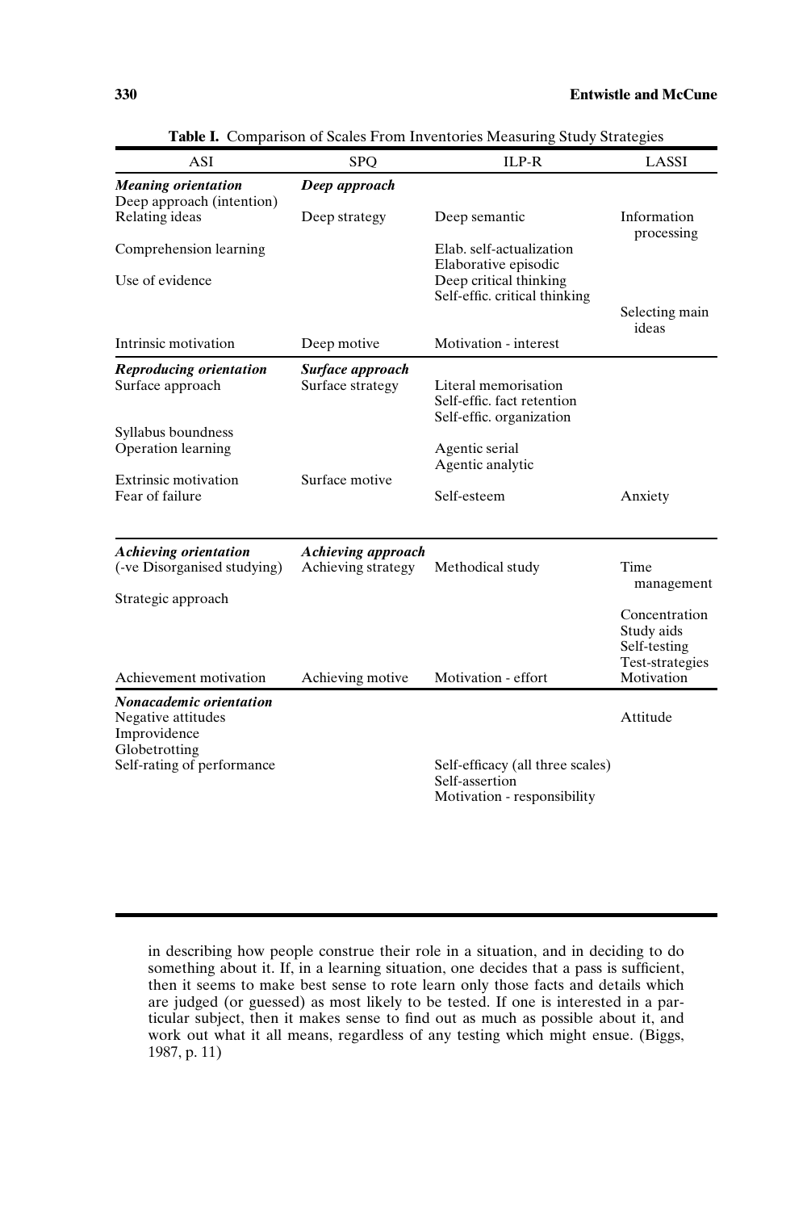**Table I.** Comparison of Scales From Inventories Measuring Study Strategies

| ASI | SPQ | ILP-R | LASSI |
|---|---|---|---|
| ***Meaning orientation*** | ***Deep approach*** | | |
| Deep approach (intention) | | | |
| Relating ideas | Deep strategy | Deep semantic | Information processing |
| Comprehension learning | | Elab. self-actualization | |
| | | Elaborative episodic | |
| Use of evidence | | Deep critical thinking | |
| | | Self-effic. critical thinking | |
| | | | Selecting main ideas |
| Intrinsic motivation | Deep motive | Motivation - interest | |
| ***Reproducing orientation*** | ***Surface approach*** | | |
| Surface approach | Surface strategy | Literal memorisation | |
| | | Self-effic. fact retention | |
| | | Self-effic. organization | |
| Syllabus boundness | | | |
| Operation learning | | Agentic serial | |
| | | Agentic analytic | |
| Extrinsic motivation | Surface motive | | |
| Fear of failure | | Self-esteem | Anxiety |
| ***Achieving orientation*** | ***Achieving approach*** | | |
| (-ve Disorganised studying) | Achieving strategy | Methodical study | Time management |
| Strategic approach | | | |
| | | | Concentration |
| | | | Study aids |
| | | | Self-testing |
| | | | Test-strategies |
| Achievement motivation | Achieving motive | Motivation - effort | Motivation |
| ***Nonacademic orientation*** | | | |
| Negative attitudes | | | Attitude |
| Improvidence | | | |
| Globetrotting | | | |
| Self-rating of performance | | Self-efficacy (all three scales) | |
| | | Self-assertion | |
| | | Motivation - responsibility | |

in describing how people construe their role in a situation, and in deciding to do something about it. If, in a learning situation, one decides that a pass is sufficient, then it seems to make best sense to rote learn only those facts and details which are judged (or guessed) as most likely to be tested. If one is interested in a particular subject, then it makes sense to find out as much as possible about it, and work out what it all means, regardless of any testing which might ensue. (Biggs, 1987, p. 11)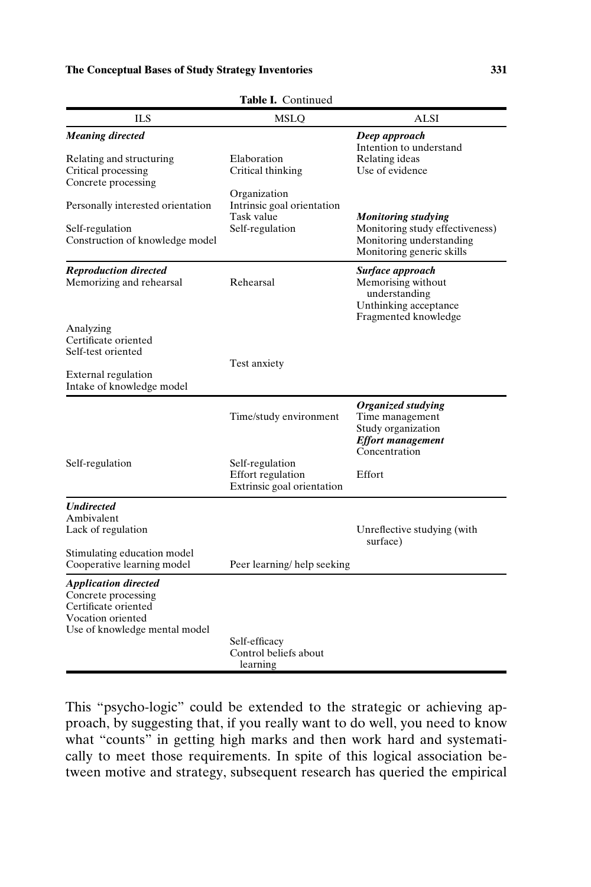**Table I.** Continued

| ILS | MSLQ | ALSI |
|---|---|---|
| ***Meaning directed*** | | ***Deep approach*** |
| | | Intention to understand |
| Relating and structuring | Elaboration | Relating ideas |
| Critical processing | Critical thinking | Use of evidence |
| Concrete processing | | |
| | Organization | |
| Personally interested orientation | Intrinsic goal orientation | |
| | Task value | ***Monitoring studying*** |
| Self-regulation | Self-regulation | Monitoring study effectiveness) |
| Construction of knowledge model | | Monitoring understanding |
| | | Monitoring generic skills |
| ***Reproduction directed*** | | ***Surface approach*** |
| Memorizing and rehearsal | Rehearsal | Memorising without understanding |
| | | Unthinking acceptance |
| | | Fragmented knowledge |
| Analyzing | | |
| Certificate oriented | | |
| Self-test oriented | | |
| | Test anxiety | |
| External regulation | | |
| Intake of knowledge model | | |
| | | ***Organized studying*** |
| | Time/study environment | Time management |
| | | Study organization |
| | | ***Effort management*** |
| | | Concentration |
| Self-regulation | Self-regulation | |
| | Effort regulation | Effort |
| | Extrinsic goal orientation | |
| ***Undirected*** | | |
| Ambivalent | | |
| Lack of regulation | | Unreflective studying (with surface) |
| Stimulating education model | | |
| Cooperative learning model | Peer learning/ help seeking | |
| ***Application directed*** | | |
| Concrete processing | | |
| Certificate oriented | | |
| Vocation oriented | | |
| Use of knowledge mental model | | |
| | Self-efficacy | |
| | Control beliefs about learning | |

This "psycho-logic" could be extended to the strategic or achieving approach, by suggesting that, if you really want to do well, you need to know what "counts" in getting high marks and then work hard and systematically to meet those requirements. In spite of this logical association between motive and strategy, subsequent research has queried the empirical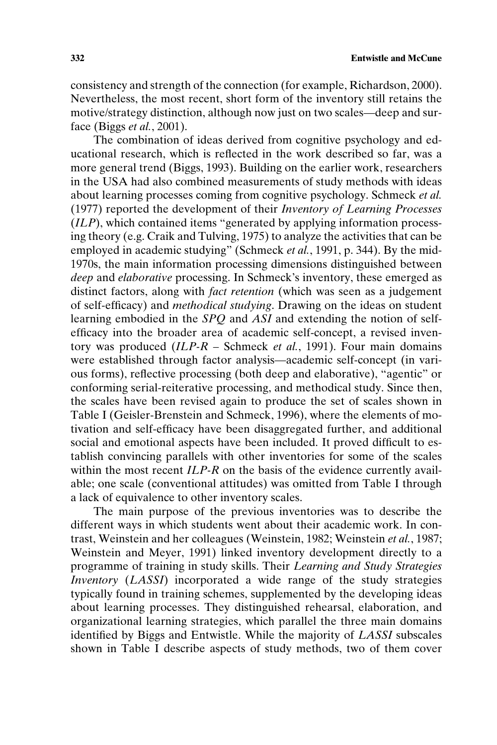consistency and strength of the connection (for example, Richardson, 2000). Nevertheless, the most recent, short form of the inventory still retains the motive/strategy distinction, although now just on two scales—deep and surface (Biggs *et al.*, 2001).

The combination of ideas derived from cognitive psychology and educational research, which is reflected in the work described so far, was a more general trend (Biggs, 1993). Building on the earlier work, researchers in the USA had also combined measurements of study methods with ideas about learning processes coming from cognitive psychology. Schmeck *et al.* (1977) reported the development of their *Inventory of Learning Processes* (*ILP*), which contained items "generated by applying information processing theory (e.g. Craik and Tulving, 1975) to analyze the activities that can be employed in academic studying" (Schmeck *et al.*, 1991, p. 344). By the mid-1970s, the main information processing dimensions distinguished between *deep* and *elaborative* processing. In Schmeck's inventory, these emerged as distinct factors, along with *fact retention* (which was seen as a judgement of self-efficacy) and *methodical studying*. Drawing on the ideas on student learning embodied in the *SPQ* and *ASI* and extending the notion of self-efficacy into the broader area of academic self-concept, a revised inventory was produced (*ILP-R* – Schmeck *et al.*, 1991). Four main domains were established through factor analysis—academic self-concept (in various forms), reflective processing (both deep and elaborative), "agentic" or conforming serial-reiterative processing, and methodical study. Since then, the scales have been revised again to produce the set of scales shown in Table I (Geisler-Brenstein and Schmeck, 1996), where the elements of motivation and self-efficacy have been disaggregated further, and additional social and emotional aspects have been included. It proved difficult to establish convincing parallels with other inventories for some of the scales within the most recent *ILP-R* on the basis of the evidence currently available; one scale (conventional attitudes) was omitted from Table I through a lack of equivalence to other inventory scales.

The main purpose of the previous inventories was to describe the different ways in which students went about their academic work. In contrast, Weinstein and her colleagues (Weinstein, 1982; Weinstein *et al.*, 1987; Weinstein and Meyer, 1991) linked inventory development directly to a programme of training in study skills. Their *Learning and Study Strategies Inventory* (*LASSI*) incorporated a wide range of the study strategies typically found in training schemes, supplemented by the developing ideas about learning processes. They distinguished rehearsal, elaboration, and organizational learning strategies, which parallel the three main domains identified by Biggs and Entwistle. While the majority of *LASSI* subscales shown in Table I describe aspects of study methods, two of them cover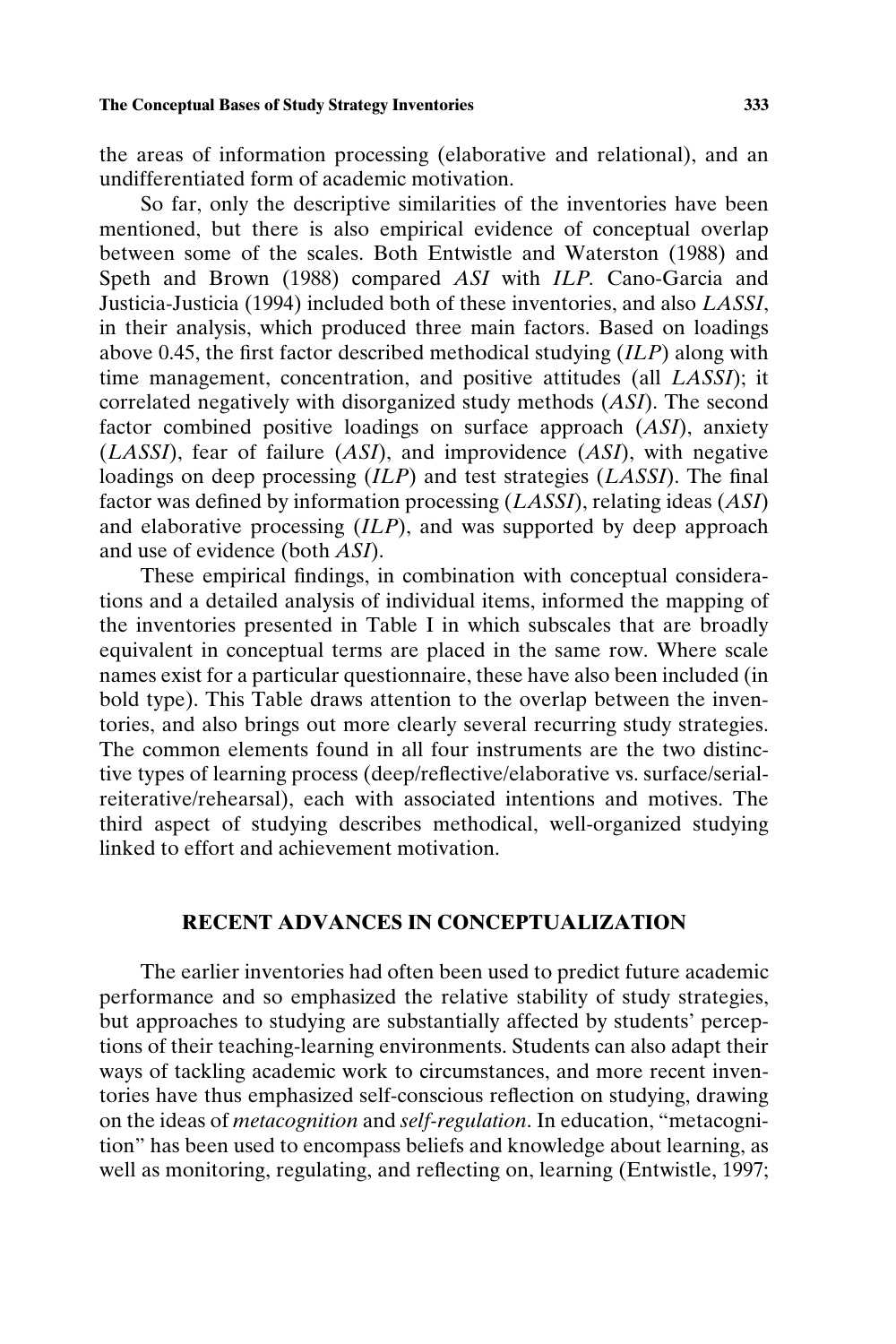the areas of information processing (elaborative and relational), and an undifferentiated form of academic motivation.

So far, only the descriptive similarities of the inventories have been mentioned, but there is also empirical evidence of conceptual overlap between some of the scales. Both Entwistle and Waterston (1988) and Speth and Brown (1988) compared *ASI* with *ILP*. Cano-Garcia and Justicia-Justicia (1994) included both of these inventories, and also *LASSI*, in their analysis, which produced three main factors. Based on loadings above 0.45, the first factor described methodical studying (*ILP*) along with time management, concentration, and positive attitudes (all *LASSI*); it correlated negatively with disorganized study methods (*ASI*). The second factor combined positive loadings on surface approach (*ASI*), anxiety (*LASSI*), fear of failure (*ASI*), and improvidence (*ASI*), with negative loadings on deep processing (*ILP*) and test strategies (*LASSI*). The final factor was defined by information processing (*LASSI*), relating ideas (*ASI*) and elaborative processing (*ILP*), and was supported by deep approach and use of evidence (both *ASI*).

These empirical findings, in combination with conceptual considerations and a detailed analysis of individual items, informed the mapping of the inventories presented in Table I in which subscales that are broadly equivalent in conceptual terms are placed in the same row. Where scale names exist for a particular questionnaire, these have also been included (in bold type). This Table draws attention to the overlap between the inventories, and also brings out more clearly several recurring study strategies. The common elements found in all four instruments are the two distinctive types of learning process (deep/reflective/elaborative vs. surface/serial-reiterative/rehearsal), each with associated intentions and motives. The third aspect of studying describes methodical, well-organized studying linked to effort and achievement motivation.

## RECENT ADVANCES IN CONCEPTUALIZATION

The earlier inventories had often been used to predict future academic performance and so emphasized the relative stability of study strategies, but approaches to studying are substantially affected by students' perceptions of their teaching-learning environments. Students can also adapt their ways of tackling academic work to circumstances, and more recent inventories have thus emphasized self-conscious reflection on studying, drawing on the ideas of *metacognition* and *self-regulation*. In education, "metacognition" has been used to encompass beliefs and knowledge about learning, as well as monitoring, regulating, and reflecting on, learning (Entwistle, 1997;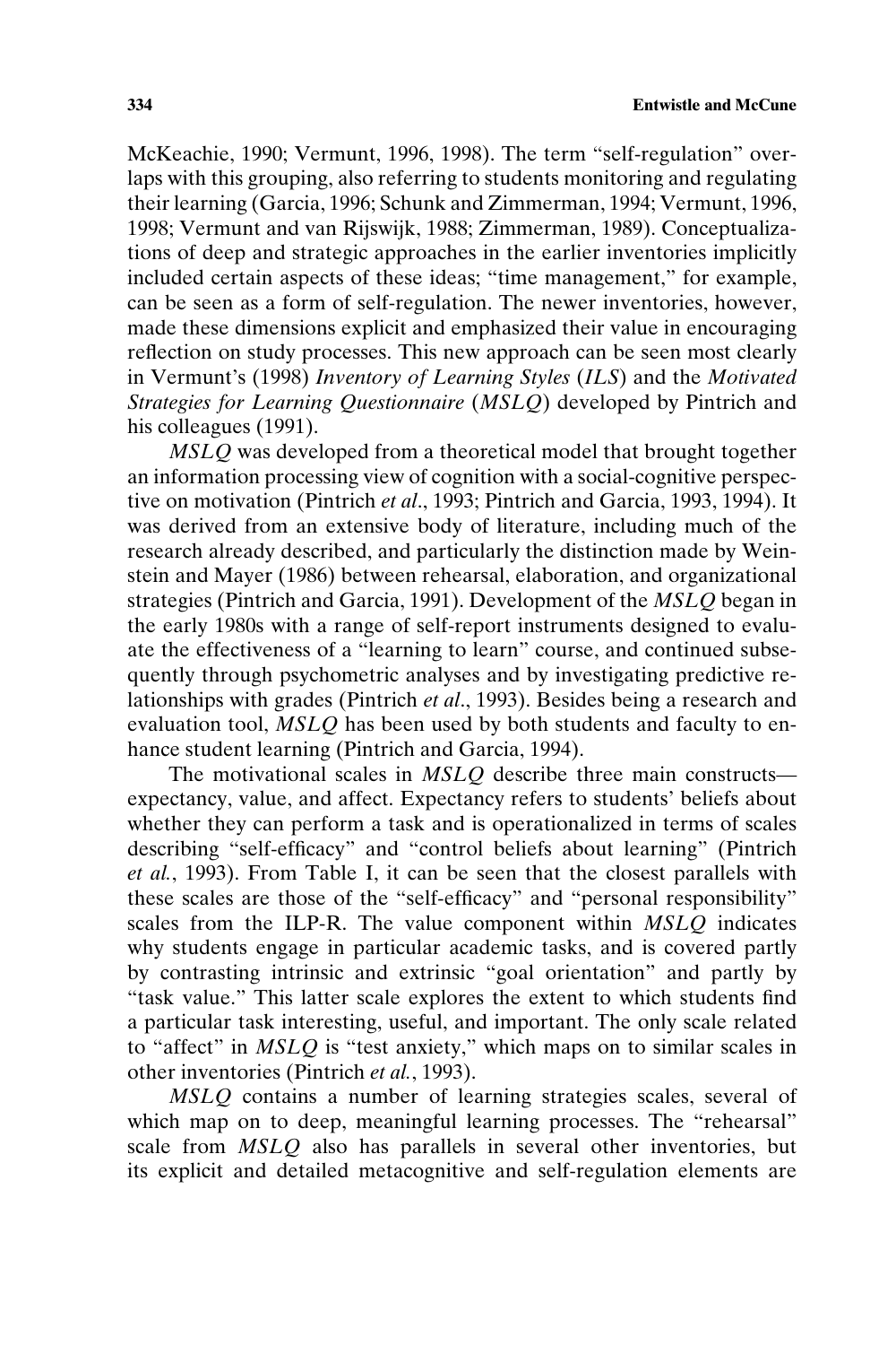McKeachie, 1990; Vermunt, 1996, 1998). The term "self-regulation" overlaps with this grouping, also referring to students monitoring and regulating their learning (Garcia, 1996; Schunk and Zimmerman, 1994; Vermunt, 1996, 1998; Vermunt and van Rijswijk, 1988; Zimmerman, 1989). Conceptualizations of deep and strategic approaches in the earlier inventories implicitly included certain aspects of these ideas; "time management," for example, can be seen as a form of self-regulation. The newer inventories, however, made these dimensions explicit and emphasized their value in encouraging reflection on study processes. This new approach can be seen most clearly in Vermunt's (1998) *Inventory of Learning Styles* (*ILS*) and the *Motivated Strategies for Learning Questionnaire* (*MSLQ*) developed by Pintrich and his colleagues (1991).

*MSLQ* was developed from a theoretical model that brought together an information processing view of cognition with a social-cognitive perspective on motivation (Pintrich *et al*., 1993; Pintrich and Garcia, 1993, 1994). It was derived from an extensive body of literature, including much of the research already described, and particularly the distinction made by Weinstein and Mayer (1986) between rehearsal, elaboration, and organizational strategies (Pintrich and Garcia, 1991). Development of the *MSLQ* began in the early 1980s with a range of self-report instruments designed to evaluate the effectiveness of a "learning to learn" course, and continued subsequently through psychometric analyses and by investigating predictive relationships with grades (Pintrich *et al*., 1993). Besides being a research and evaluation tool, *MSLQ* has been used by both students and faculty to enhance student learning (Pintrich and Garcia, 1994).

The motivational scales in *MSLQ* describe three main constructs—expectancy, value, and affect. Expectancy refers to students' beliefs about whether they can perform a task and is operationalized in terms of scales describing "self-efficacy" and "control beliefs about learning" (Pintrich *et al.*, 1993). From Table I, it can be seen that the closest parallels with these scales are those of the "self-efficacy" and "personal responsibility" scales from the ILP-R. The value component within *MSLQ* indicates why students engage in particular academic tasks, and is covered partly by contrasting intrinsic and extrinsic "goal orientation" and partly by "task value." This latter scale explores the extent to which students find a particular task interesting, useful, and important. The only scale related to "affect" in *MSLQ* is "test anxiety," which maps on to similar scales in other inventories (Pintrich *et al.*, 1993).

*MSLQ* contains a number of learning strategies scales, several of which map on to deep, meaningful learning processes. The "rehearsal" scale from *MSLQ* also has parallels in several other inventories, but its explicit and detailed metacognitive and self-regulation elements are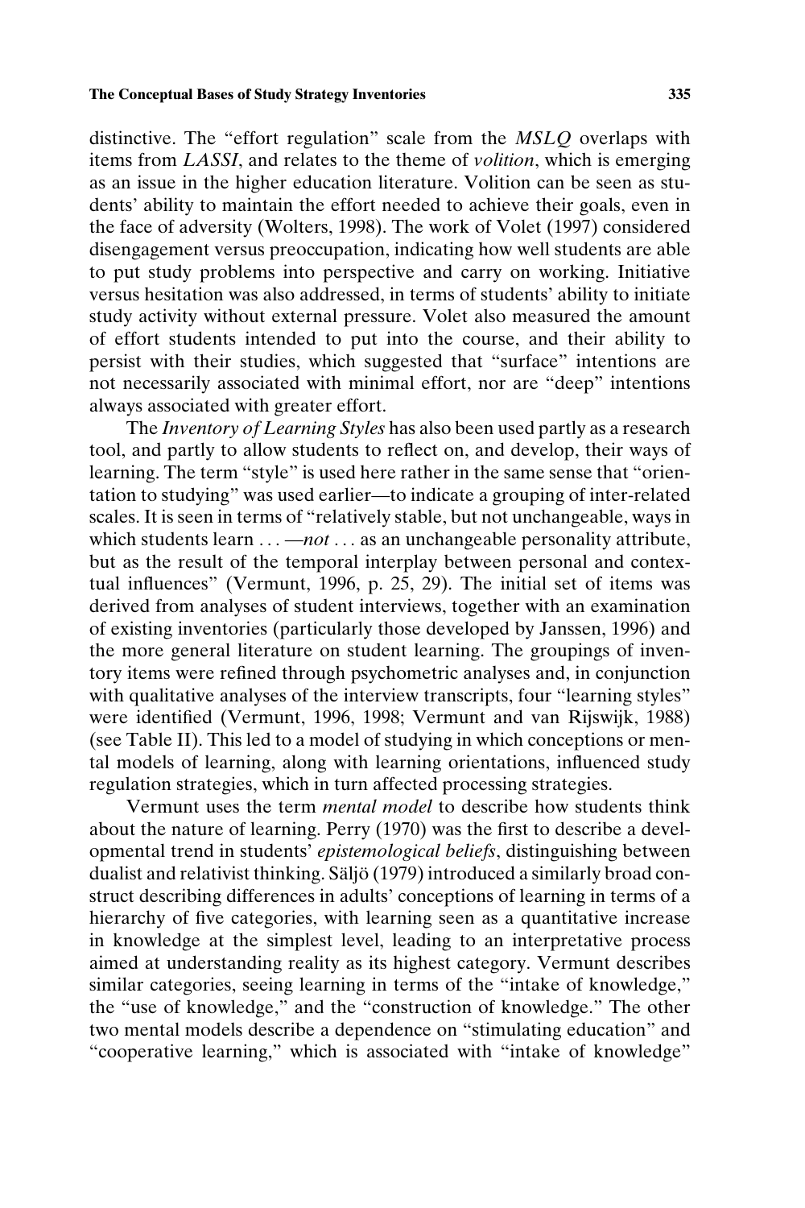distinctive. The "effort regulation" scale from the *MSLQ* overlaps with items from *LASSI*, and relates to the theme of *volition*, which is emerging as an issue in the higher education literature. Volition can be seen as students' ability to maintain the effort needed to achieve their goals, even in the face of adversity (Wolters, 1998). The work of Volet (1997) considered disengagement versus preoccupation, indicating how well students are able to put study problems into perspective and carry on working. Initiative versus hesitation was also addressed, in terms of students' ability to initiate study activity without external pressure. Volet also measured the amount of effort students intended to put into the course, and their ability to persist with their studies, which suggested that "surface" intentions are not necessarily associated with minimal effort, nor are "deep" intentions always associated with greater effort.

The *Inventory of Learning Styles* has also been used partly as a research tool, and partly to allow students to reflect on, and develop, their ways of learning. The term "style" is used here rather in the same sense that "orientation to studying" was used earlier—to indicate a grouping of inter-related scales. It is seen in terms of "relatively stable, but not unchangeable, ways in which students learn ... —*not* ... as an unchangeable personality attribute, but as the result of the temporal interplay between personal and contextual influences" (Vermunt, 1996, p. 25, 29). The initial set of items was derived from analyses of student interviews, together with an examination of existing inventories (particularly those developed by Janssen, 1996) and the more general literature on student learning. The groupings of inventory items were refined through psychometric analyses and, in conjunction with qualitative analyses of the interview transcripts, four "learning styles" were identified (Vermunt, 1996, 1998; Vermunt and van Rijswijk, 1988) (see Table II). This led to a model of studying in which conceptions or mental models of learning, along with learning orientations, influenced study regulation strategies, which in turn affected processing strategies.

Vermunt uses the term *mental model* to describe how students think about the nature of learning. Perry (1970) was the first to describe a developmental trend in students' *epistemological beliefs*, distinguishing between dualist and relativist thinking. Säljö (1979) introduced a similarly broad construct describing differences in adults' conceptions of learning in terms of a hierarchy of five categories, with learning seen as a quantitative increase in knowledge at the simplest level, leading to an interpretative process aimed at understanding reality as its highest category. Vermunt describes similar categories, seeing learning in terms of the "intake of knowledge," the "use of knowledge," and the "construction of knowledge." The other two mental models describe a dependence on "stimulating education" and "cooperative learning," which is associated with "intake of knowledge"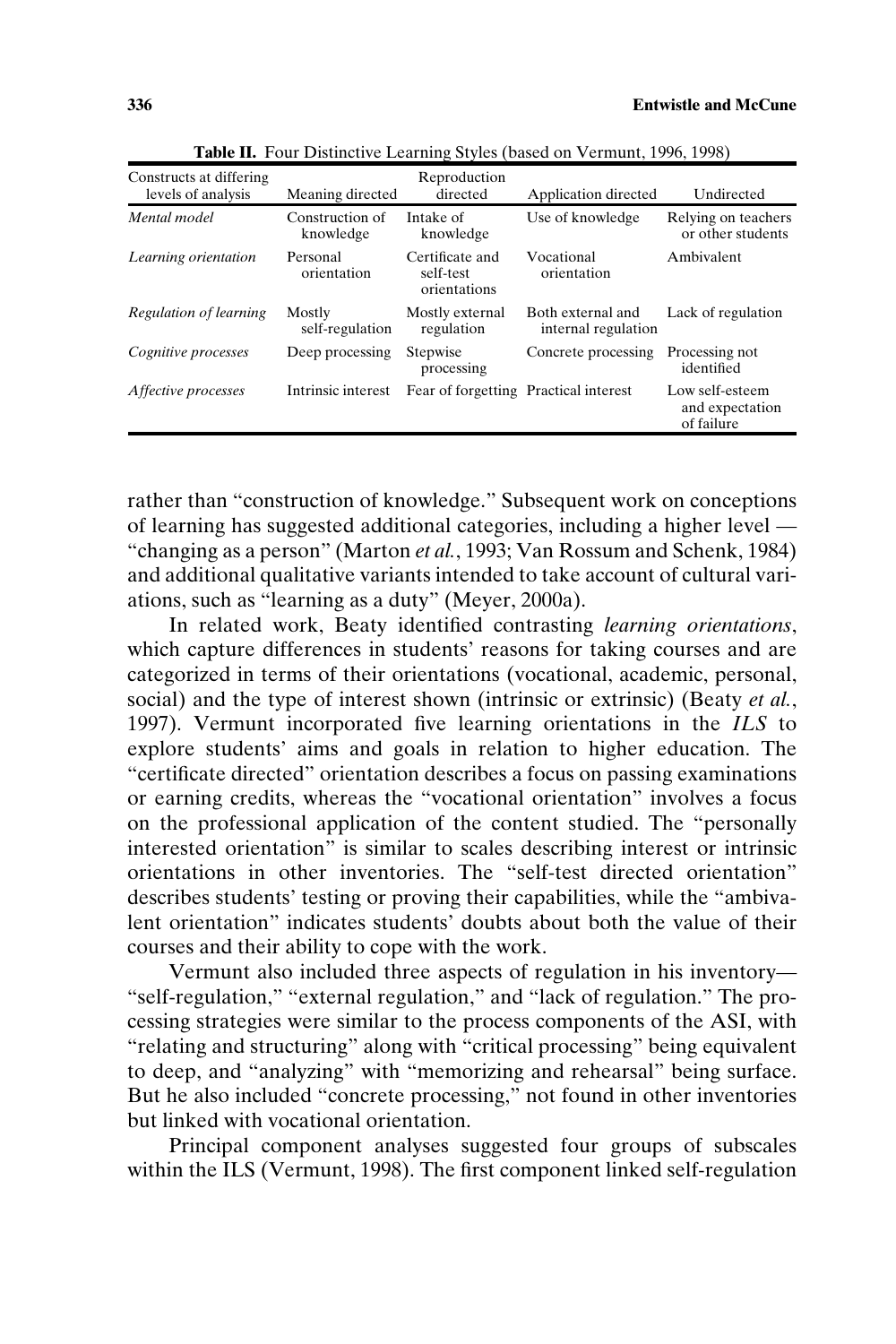**Table II.** Four Distinctive Learning Styles (based on Vermunt, 1996, 1998)

| Constructs at differing levels of analysis | Meaning directed | Reproduction directed | Application directed | Undirected |
|---|---|---|---|---|
| *Mental model* | Construction of knowledge | Intake of knowledge | Use of knowledge | Relying on teachers or other students |
| *Learning orientation* | Personal orientation | Certificate and self-test orientations | Vocational orientation | Ambivalent |
| *Regulation of learning* | Mostly self-regulation | Mostly external regulation | Both external and internal regulation | Lack of regulation |
| *Cognitive processes* | Deep processing | Stepwise processing | Concrete processing | Processing not identified |
| *Affective processes* | Intrinsic interest | Fear of forgetting | Practical interest | Low self-esteem and expectation of failure |

rather than "construction of knowledge." Subsequent work on conceptions of learning has suggested additional categories, including a higher level — "changing as a person" (Marton *et al.*, 1993; Van Rossum and Schenk, 1984) and additional qualitative variants intended to take account of cultural variations, such as "learning as a duty" (Meyer, 2000a).

In related work, Beaty identified contrasting *learning orientations*, which capture differences in students' reasons for taking courses and are categorized in terms of their orientations (vocational, academic, personal, social) and the type of interest shown (intrinsic or extrinsic) (Beaty *et al.*, 1997). Vermunt incorporated five learning orientations in the *ILS* to explore students' aims and goals in relation to higher education. The "certificate directed" orientation describes a focus on passing examinations or earning credits, whereas the "vocational orientation" involves a focus on the professional application of the content studied. The "personally interested orientation" is similar to scales describing interest or intrinsic orientations in other inventories. The "self-test directed orientation" describes students' testing or proving their capabilities, while the "ambivalent orientation" indicates students' doubts about both the value of their courses and their ability to cope with the work.

Vermunt also included three aspects of regulation in his inventory— "self-regulation," "external regulation," and "lack of regulation." The processing strategies were similar to the process components of the ASI, with "relating and structuring" along with "critical processing" being equivalent to deep, and "analyzing" with "memorizing and rehearsal" being surface. But he also included "concrete processing," not found in other inventories but linked with vocational orientation.

Principal component analyses suggested four groups of subscales within the ILS (Vermunt, 1998). The first component linked self-regulation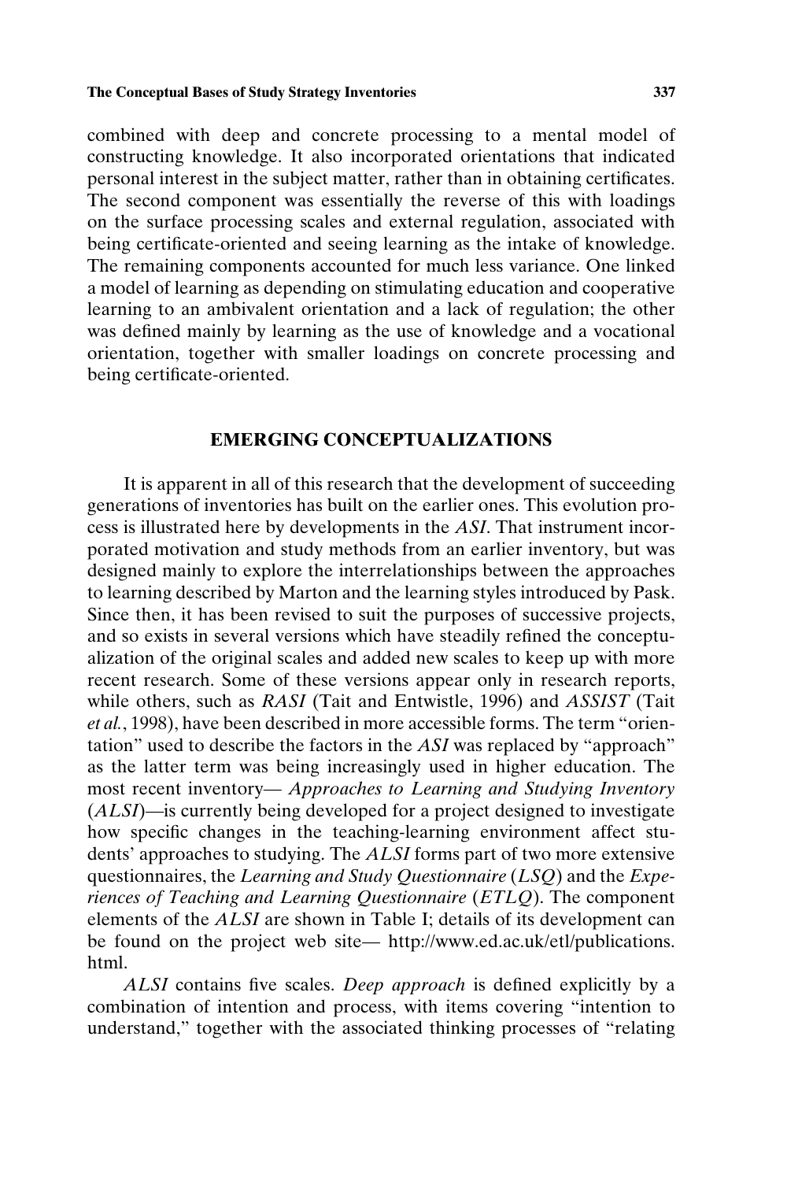combined with deep and concrete processing to a mental model of constructing knowledge. It also incorporated orientations that indicated personal interest in the subject matter, rather than in obtaining certificates. The second component was essentially the reverse of this with loadings on the surface processing scales and external regulation, associated with being certificate-oriented and seeing learning as the intake of knowledge. The remaining components accounted for much less variance. One linked a model of learning as depending on stimulating education and cooperative learning to an ambivalent orientation and a lack of regulation; the other was defined mainly by learning as the use of knowledge and a vocational orientation, together with smaller loadings on concrete processing and being certificate-oriented.

## EMERGING CONCEPTUALIZATIONS

It is apparent in all of this research that the development of succeeding generations of inventories has built on the earlier ones. This evolution process is illustrated here by developments in the *ASI*. That instrument incorporated motivation and study methods from an earlier inventory, but was designed mainly to explore the interrelationships between the approaches to learning described by Marton and the learning styles introduced by Pask. Since then, it has been revised to suit the purposes of successive projects, and so exists in several versions which have steadily refined the conceptualization of the original scales and added new scales to keep up with more recent research. Some of these versions appear only in research reports, while others, such as *RASI* (Tait and Entwistle, 1996) and *ASSIST* (Tait *et al.*, 1998), have been described in more accessible forms. The term "orientation" used to describe the factors in the *ASI* was replaced by "approach" as the latter term was being increasingly used in higher education. The most recent inventory— *Approaches to Learning and Studying Inventory* (*ALSI*)—is currently being developed for a project designed to investigate how specific changes in the teaching-learning environment affect students' approaches to studying. The *ALSI* forms part of two more extensive questionnaires, the *Learning and Study Questionnaire* (*LSQ*) and the *Experiences of Teaching and Learning Questionnaire* (*ETLQ*). The component elements of the *ALSI* are shown in Table I; details of its development can be found on the project web site— http://www.ed.ac.uk/etl/publications.html.

*ALSI* contains five scales. *Deep approach* is defined explicitly by a combination of intention and process, with items covering "intention to understand," together with the associated thinking processes of "relating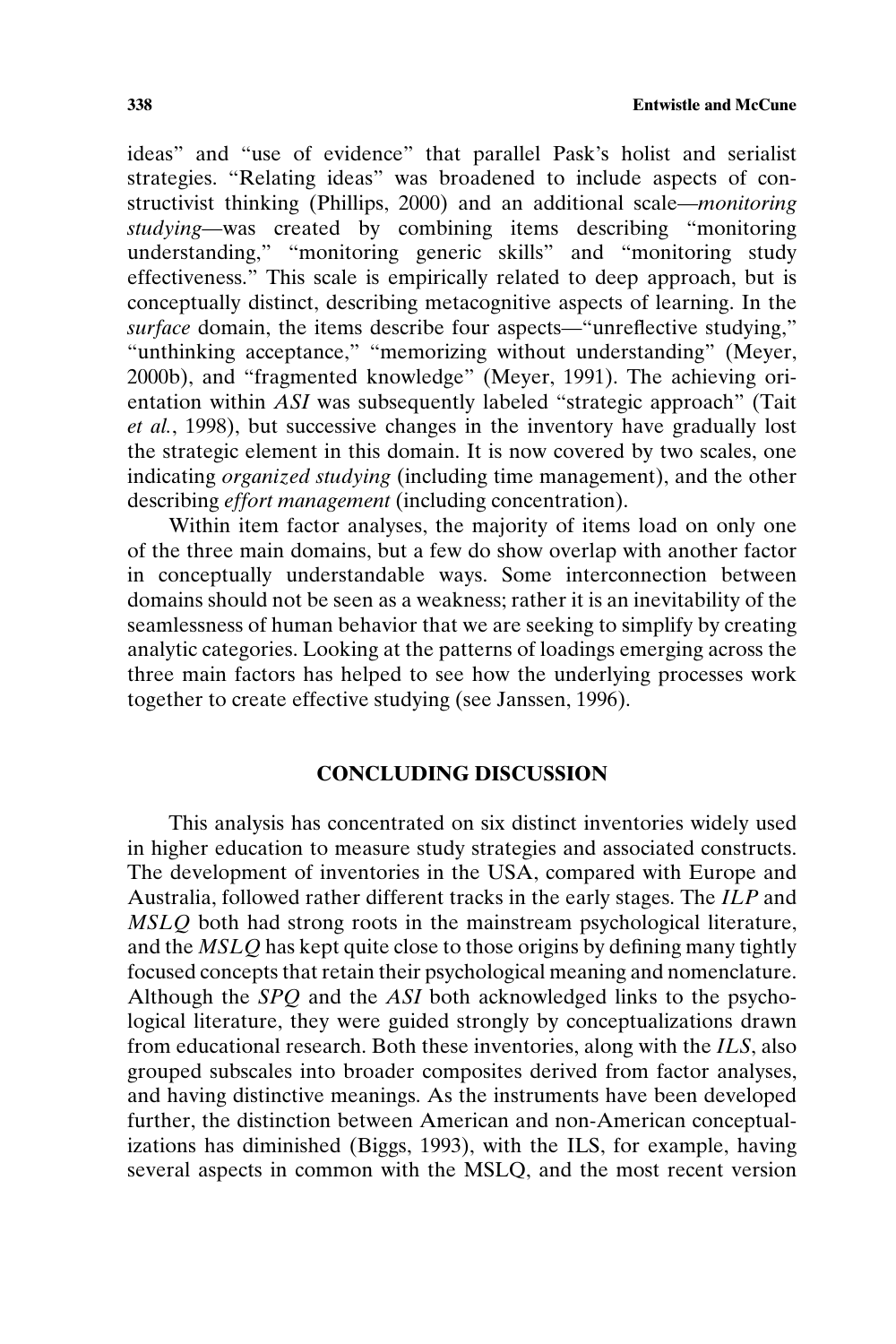ideas" and "use of evidence" that parallel Pask's holist and serialist strategies. "Relating ideas" was broadened to include aspects of constructivist thinking (Phillips, 2000) and an additional scale—*monitoring studying*—was created by combining items describing "monitoring understanding," "monitoring generic skills" and "monitoring study effectiveness." This scale is empirically related to deep approach, but is conceptually distinct, describing metacognitive aspects of learning. In the *surface* domain, the items describe four aspects—"unreflective studying," "unthinking acceptance," "memorizing without understanding" (Meyer, 2000b), and "fragmented knowledge" (Meyer, 1991). The achieving orientation within *ASI* was subsequently labeled "strategic approach" (Tait *et al.*, 1998), but successive changes in the inventory have gradually lost the strategic element in this domain. It is now covered by two scales, one indicating *organized studying* (including time management), and the other describing *effort management* (including concentration).

Within item factor analyses, the majority of items load on only one of the three main domains, but a few do show overlap with another factor in conceptually understandable ways. Some interconnection between domains should not be seen as a weakness; rather it is an inevitability of the seamlessness of human behavior that we are seeking to simplify by creating analytic categories. Looking at the patterns of loadings emerging across the three main factors has helped to see how the underlying processes work together to create effective studying (see Janssen, 1996).

## CONCLUDING DISCUSSION

This analysis has concentrated on six distinct inventories widely used in higher education to measure study strategies and associated constructs. The development of inventories in the USA, compared with Europe and Australia, followed rather different tracks in the early stages. The *ILP* and *MSLQ* both had strong roots in the mainstream psychological literature, and the *MSLQ* has kept quite close to those origins by defining many tightly focused concepts that retain their psychological meaning and nomenclature. Although the *SPQ* and the *ASI* both acknowledged links to the psychological literature, they were guided strongly by conceptualizations drawn from educational research. Both these inventories, along with the *ILS*, also grouped subscales into broader composites derived from factor analyses, and having distinctive meanings. As the instruments have been developed further, the distinction between American and non-American conceptualizations has diminished (Biggs, 1993), with the ILS, for example, having several aspects in common with the MSLQ, and the most recent version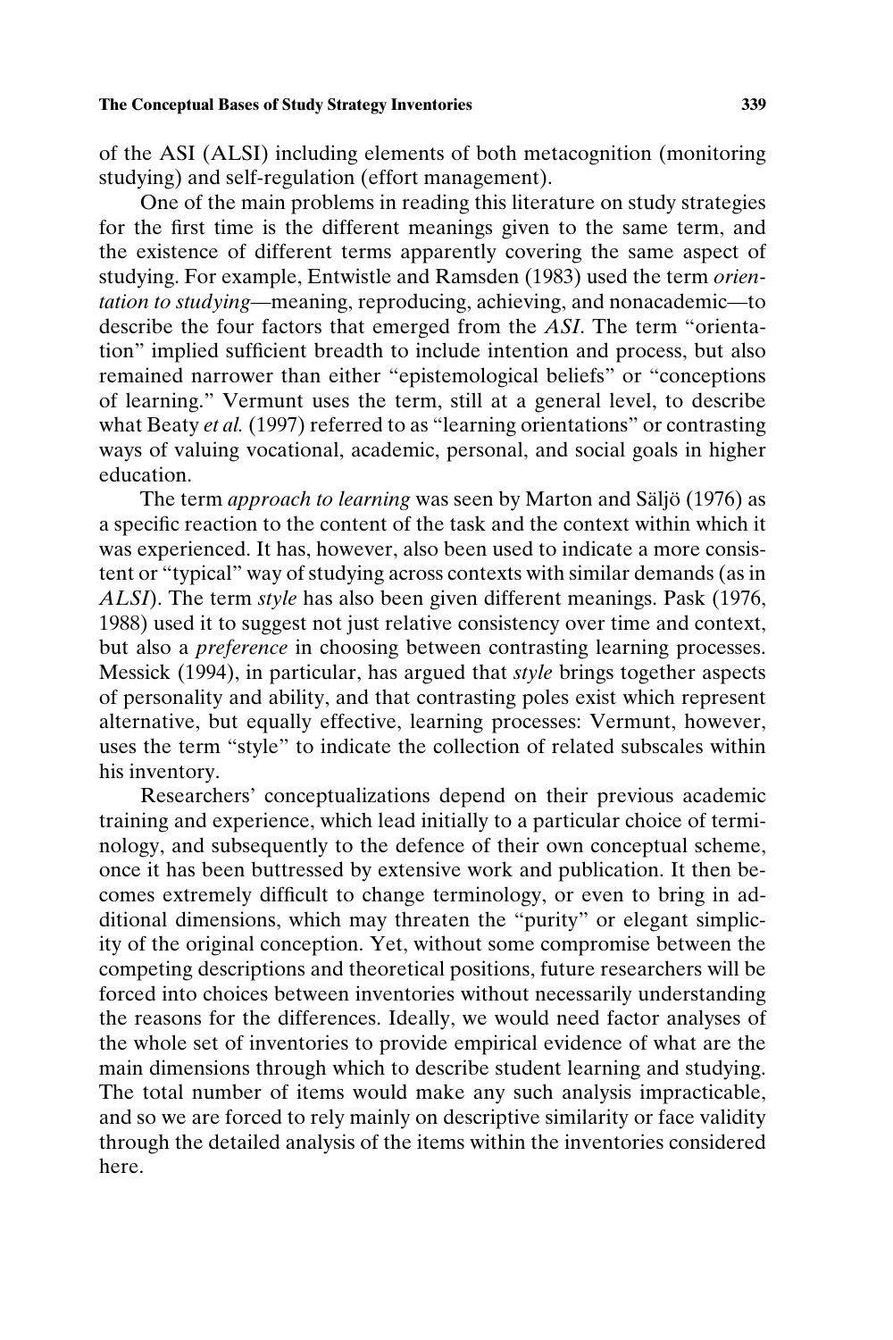of the ASI (ALSI) including elements of both metacognition (monitoring studying) and self-regulation (effort management).

One of the main problems in reading this literature on study strategies for the first time is the different meanings given to the same term, and the existence of different terms apparently covering the same aspect of studying. For example, Entwistle and Ramsden (1983) used the term *orientation to studying*—meaning, reproducing, achieving, and nonacademic—to describe the four factors that emerged from the *ASI*. The term "orientation" implied sufficient breadth to include intention and process, but also remained narrower than either "epistemological beliefs" or "conceptions of learning." Vermunt uses the term, still at a general level, to describe what Beaty *et al.* (1997) referred to as "learning orientations" or contrasting ways of valuing vocational, academic, personal, and social goals in higher education.

The term *approach to learning* was seen by Marton and Säljö (1976) as a specific reaction to the content of the task and the context within which it was experienced. It has, however, also been used to indicate a more consistent or "typical" way of studying across contexts with similar demands (as in *ALSI*). The term *style* has also been given different meanings. Pask (1976, 1988) used it to suggest not just relative consistency over time and context, but also a *preference* in choosing between contrasting learning processes. Messick (1994), in particular, has argued that *style* brings together aspects of personality and ability, and that contrasting poles exist which represent alternative, but equally effective, learning processes: Vermunt, however, uses the term "style" to indicate the collection of related subscales within his inventory.

Researchers' conceptualizations depend on their previous academic training and experience, which lead initially to a particular choice of terminology, and subsequently to the defence of their own conceptual scheme, once it has been buttressed by extensive work and publication. It then becomes extremely difficult to change terminology, or even to bring in additional dimensions, which may threaten the "purity" or elegant simplicity of the original conception. Yet, without some compromise between the competing descriptions and theoretical positions, future researchers will be forced into choices between inventories without necessarily understanding the reasons for the differences. Ideally, we would need factor analyses of the whole set of inventories to provide empirical evidence of what are the main dimensions through which to describe student learning and studying. The total number of items would make any such analysis impracticable, and so we are forced to rely mainly on descriptive similarity or face validity through the detailed analysis of the items within the inventories considered here.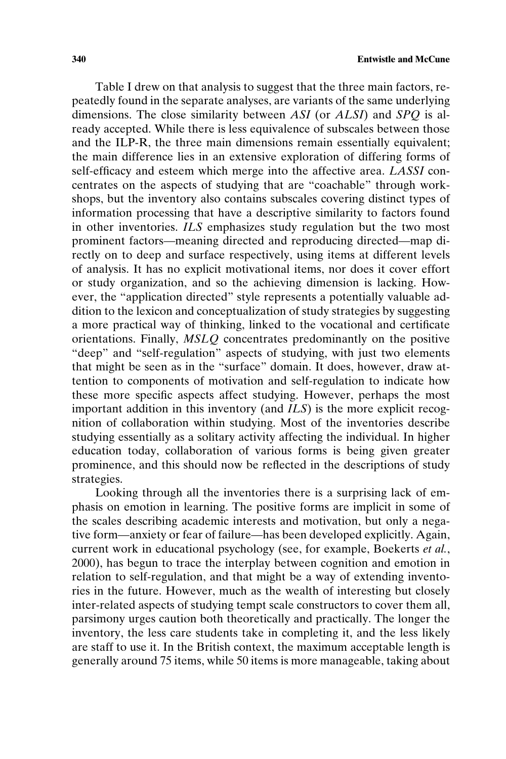Table I drew on that analysis to suggest that the three main factors, repeatedly found in the separate analyses, are variants of the same underlying dimensions. The close similarity between *ASI* (or *ALSI*) and *SPQ* is already accepted. While there is less equivalence of subscales between those and the ILP-R, the three main dimensions remain essentially equivalent; the main difference lies in an extensive exploration of differing forms of self-efficacy and esteem which merge into the affective area. *LASSI* concentrates on the aspects of studying that are "coachable" through workshops, but the inventory also contains subscales covering distinct types of information processing that have a descriptive similarity to factors found in other inventories. *ILS* emphasizes study regulation but the two most prominent factors—meaning directed and reproducing directed—map directly on to deep and surface respectively, using items at different levels of analysis. It has no explicit motivational items, nor does it cover effort or study organization, and so the achieving dimension is lacking. However, the "application directed" style represents a potentially valuable addition to the lexicon and conceptualization of study strategies by suggesting a more practical way of thinking, linked to the vocational and certificate orientations. Finally, *MSLQ* concentrates predominantly on the positive "deep" and "self-regulation" aspects of studying, with just two elements that might be seen as in the "surface" domain. It does, however, draw attention to components of motivation and self-regulation to indicate how these more specific aspects affect studying. However, perhaps the most important addition in this inventory (and *ILS*) is the more explicit recognition of collaboration within studying. Most of the inventories describe studying essentially as a solitary activity affecting the individual. In higher education today, collaboration of various forms is being given greater prominence, and this should now be reflected in the descriptions of study strategies.

Looking through all the inventories there is a surprising lack of emphasis on emotion in learning. The positive forms are implicit in some of the scales describing academic interests and motivation, but only a negative form—anxiety or fear of failure—has been developed explicitly. Again, current work in educational psychology (see, for example, Boekerts *et al.*, 2000), has begun to trace the interplay between cognition and emotion in relation to self-regulation, and that might be a way of extending inventories in the future. However, much as the wealth of interesting but closely inter-related aspects of studying tempt scale constructors to cover them all, parsimony urges caution both theoretically and practically. The longer the inventory, the less care students take in completing it, and the less likely are staff to use it. In the British context, the maximum acceptable length is generally around 75 items, while 50 items is more manageable, taking about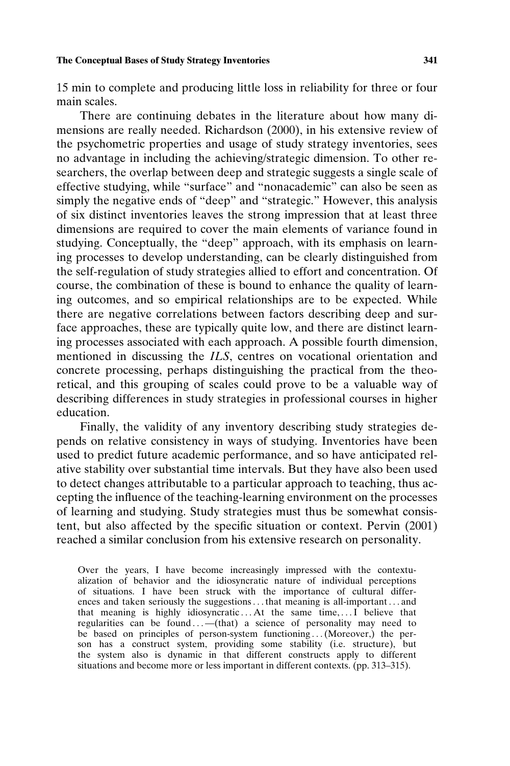15 min to complete and producing little loss in reliability for three or four main scales.

There are continuing debates in the literature about how many dimensions are really needed. Richardson (2000), in his extensive review of the psychometric properties and usage of study strategy inventories, sees no advantage in including the achieving/strategic dimension. To other researchers, the overlap between deep and strategic suggests a single scale of effective studying, while "surface" and "nonacademic" can also be seen as simply the negative ends of "deep" and "strategic." However, this analysis of six distinct inventories leaves the strong impression that at least three dimensions are required to cover the main elements of variance found in studying. Conceptually, the "deep" approach, with its emphasis on learning processes to develop understanding, can be clearly distinguished from the self-regulation of study strategies allied to effort and concentration. Of course, the combination of these is bound to enhance the quality of learning outcomes, and so empirical relationships are to be expected. While there are negative correlations between factors describing deep and surface approaches, these are typically quite low, and there are distinct learning processes associated with each approach. A possible fourth dimension, mentioned in discussing the *ILS*, centres on vocational orientation and concrete processing, perhaps distinguishing the practical from the theoretical, and this grouping of scales could prove to be a valuable way of describing differences in study strategies in professional courses in higher education.

Finally, the validity of any inventory describing study strategies depends on relative consistency in ways of studying. Inventories have been used to predict future academic performance, and so have anticipated relative stability over substantial time intervals. But they have also been used to detect changes attributable to a particular approach to teaching, thus accepting the influence of the teaching-learning environment on the processes of learning and studying. Study strategies must thus be somewhat consistent, but also affected by the specific situation or context. Pervin (2001) reached a similar conclusion from his extensive research on personality.

> Over the years, I have become increasingly impressed with the contextualization of behavior and the idiosyncratic nature of individual perceptions of situations. I have been struck with the importance of cultural differences and taken seriously the suggestions . . . that meaning is all-important . . . and that meaning is highly idiosyncratic . . . At the same time, . . . I believe that regularities can be found . . . —(that) a science of personality may need to be based on principles of person-system functioning . . . (Moreover,) the person has a construct system, providing some stability (i.e. structure), but the system also is dynamic in that different constructs apply to different situations and become more or less important in different contexts. (pp. 313–315).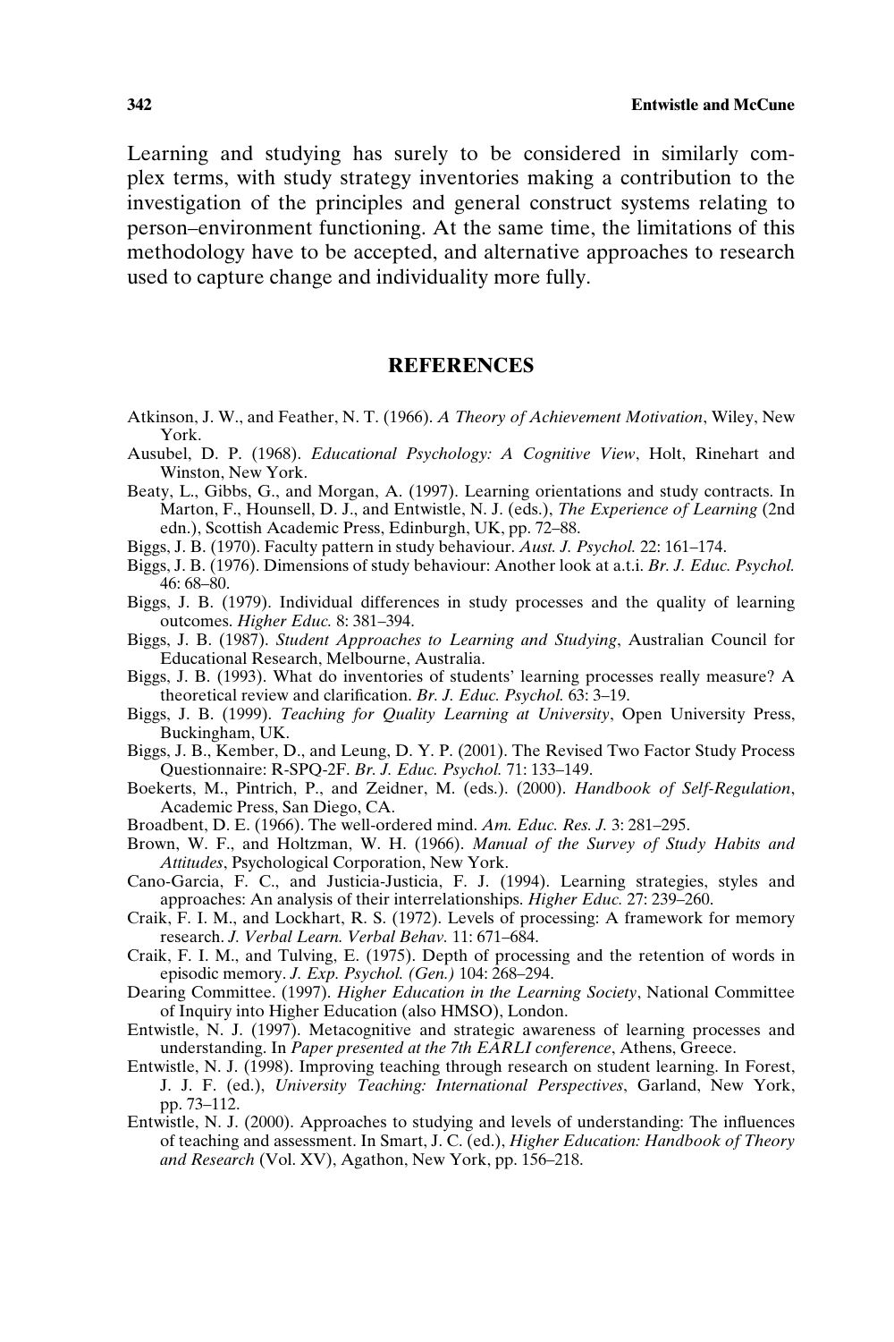Learning and studying has surely to be considered in similarly complex terms, with study strategy inventories making a contribution to the investigation of the principles and general construct systems relating to person–environment functioning. At the same time, the limitations of this methodology have to be accepted, and alternative approaches to research used to capture change and individuality more fully.

## REFERENCES

Atkinson, J. W., and Feather, N. T. (1966). *A Theory of Achievement Motivation*, Wiley, New York.

Ausubel, D. P. (1968). *Educational Psychology: A Cognitive View*, Holt, Rinehart and Winston, New York.

Beaty, L., Gibbs, G., and Morgan, A. (1997). Learning orientations and study contracts. In Marton, F., Hounsell, D. J., and Entwistle, N. J. (eds.), *The Experience of Learning* (2nd edn.), Scottish Academic Press, Edinburgh, UK, pp. 72–88.

Biggs, J. B. (1970). Faculty pattern in study behaviour. *Aust. J. Psychol.* 22: 161–174.

Biggs, J. B. (1976). Dimensions of study behaviour: Another look at a.t.i. *Br. J. Educ. Psychol.* 46: 68–80.

Biggs, J. B. (1979). Individual differences in study processes and the quality of learning outcomes. *Higher Educ.* 8: 381–394.

Biggs, J. B. (1987). *Student Approaches to Learning and Studying*, Australian Council for Educational Research, Melbourne, Australia.

Biggs, J. B. (1993). What do inventories of students' learning processes really measure? A theoretical review and clarification. *Br. J. Educ. Psychol.* 63: 3–19.

Biggs, J. B. (1999). *Teaching for Quality Learning at University*, Open University Press, Buckingham, UK.

Biggs, J. B., Kember, D., and Leung, D. Y. P. (2001). The Revised Two Factor Study Process Questionnaire: R-SPQ-2F. *Br. J. Educ. Psychol.* 71: 133–149.

Boekerts, M., Pintrich, P., and Zeidner, M. (eds.). (2000). *Handbook of Self-Regulation*, Academic Press, San Diego, CA.

Broadbent, D. E. (1966). The well-ordered mind. *Am. Educ. Res. J.* 3: 281–295.

Brown, W. F., and Holtzman, W. H. (1966). *Manual of the Survey of Study Habits and Attitudes*, Psychological Corporation, New York.

Cano-Garcia, F. C., and Justicia-Justicia, F. J. (1994). Learning strategies, styles and approaches: An analysis of their interrelationships. *Higher Educ.* 27: 239–260.

Craik, F. I. M., and Lockhart, R. S. (1972). Levels of processing: A framework for memory research. *J. Verbal Learn. Verbal Behav.* 11: 671–684.

Craik, F. I. M., and Tulving, E. (1975). Depth of processing and the retention of words in episodic memory. *J. Exp. Psychol. (Gen.)* 104: 268–294.

Dearing Committee. (1997). *Higher Education in the Learning Society*, National Committee of Inquiry into Higher Education (also HMSO), London.

Entwistle, N. J. (1997). Metacognitive and strategic awareness of learning processes and understanding. In *Paper presented at the 7th EARLI conference*, Athens, Greece.

Entwistle, N. J. (1998). Improving teaching through research on student learning. In Forest, J. J. F. (ed.), *University Teaching: International Perspectives*, Garland, New York, pp. 73–112.

Entwistle, N. J. (2000). Approaches to studying and levels of understanding: The influences of teaching and assessment. In Smart, J. C. (ed.), *Higher Education: Handbook of Theory and Research* (Vol. XV), Agathon, New York, pp. 156–218.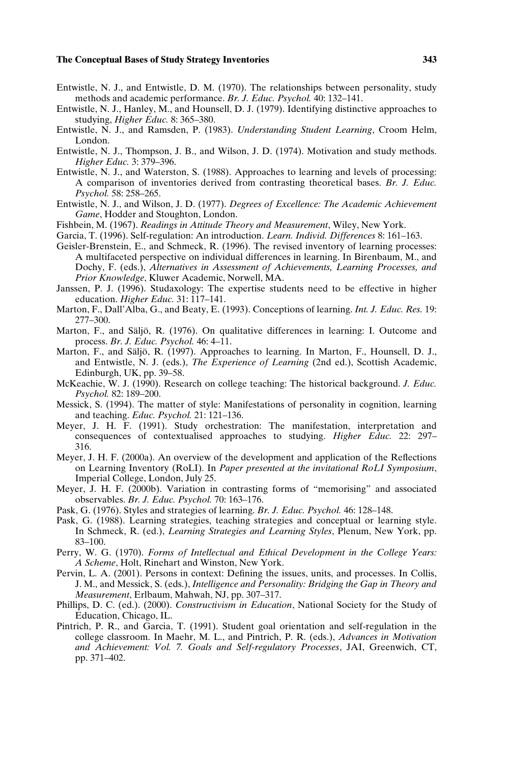Entwistle, N. J., and Entwistle, D. M. (1970). The relationships between personality, study methods and academic performance. *Br. J. Educ. Psychol.* 40: 132–141.

Entwistle, N. J., Hanley, M., and Hounsell, D. J. (1979). Identifying distinctive approaches to studying, *Higher Educ.* 8: 365–380.

Entwistle, N. J., and Ramsden, P. (1983). *Understanding Student Learning*, Croom Helm, London.

Entwistle, N. J., Thompson, J. B., and Wilson, J. D. (1974). Motivation and study methods. *Higher Educ.* 3: 379–396.

Entwistle, N. J., and Waterston, S. (1988). Approaches to learning and levels of processing: A comparison of inventories derived from contrasting theoretical bases. *Br. J. Educ. Psychol.* 58: 258–265.

Entwistle, N. J., and Wilson, J. D. (1977). *Degrees of Excellence: The Academic Achievement Game*, Hodder and Stoughton, London.

Fishbein, M. (1967). *Readings in Attitude Theory and Measurement*, Wiley, New York.

Garcia, T. (1996). Self-regulation: An introduction. *Learn. Individ. Differences* 8: 161–163.

Geisler-Brenstein, E., and Schmeck, R. (1996). The revised inventory of learning processes: A multifaceted perspective on individual differences in learning. In Birenbaum, M., and Dochy, F. (eds.), *Alternatives in Assessment of Achievements, Learning Processes, and Prior Knowledge*, Kluwer Academic, Norwell, MA.

Janssen, P. J. (1996). Studaxology: The expertise students need to be effective in higher education. *Higher Educ.* 31: 117–141.

Marton, F., Dall'Alba, G., and Beaty, E. (1993). Conceptions of learning. *Int. J. Educ. Res.* 19: 277–300.

Marton, F., and Säljö, R. (1976). On qualitative differences in learning: I. Outcome and process. *Br. J. Educ. Psychol.* 46: 4–11.

Marton, F., and Säljö, R. (1997). Approaches to learning. In Marton, F., Hounsell, D. J., and Entwistle, N. J. (eds.), *The Experience of Learning* (2nd ed.), Scottish Academic, Edinburgh, UK, pp. 39–58.

McKeachie, W. J. (1990). Research on college teaching: The historical background. *J. Educ. Psychol.* 82: 189–200.

Messick, S. (1994). The matter of style: Manifestations of personality in cognition, learning and teaching. *Educ. Psychol.* 21: 121–136.

Meyer, J. H. F. (1991). Study orchestration: The manifestation, interpretation and consequences of contextualised approaches to studying. *Higher Educ.* 22: 297–316.

Meyer, J. H. F. (2000a). An overview of the development and application of the Reflections on Learning Inventory (RoLI). In *Paper presented at the invitational RoLI Symposium*, Imperial College, London, July 25.

Meyer, J. H. F. (2000b). Variation in contrasting forms of "memorising" and associated observables. *Br. J. Educ. Psychol.* 70: 163–176.

Pask, G. (1976). Styles and strategies of learning. *Br. J. Educ. Psychol.* 46: 128–148.

Pask, G. (1988). Learning strategies, teaching strategies and conceptual or learning style. In Schmeck, R. (ed.), *Learning Strategies and Learning Styles*, Plenum, New York, pp. 83–100.

Perry, W. G. (1970). *Forms of Intellectual and Ethical Development in the College Years: A Scheme*, Holt, Rinehart and Winston, New York.

Pervin, L. A. (2001). Persons in context: Defining the issues, units, and processes. In Collis, J. M., and Messick, S. (eds.), *Intelligence and Personality: Bridging the Gap in Theory and Measurement*, Erlbaum, Mahwah, NJ, pp. 307–317.

Phillips, D. C. (ed.). (2000). *Constructivism in Education*, National Society for the Study of Education, Chicago, IL.

Pintrich, P. R., and Garcia, T. (1991). Student goal orientation and self-regulation in the college classroom. In Maehr, M. L., and Pintrich, P. R. (eds.), *Advances in Motivation and Achievement: Vol. 7. Goals and Self-regulatory Processes*, JAI, Greenwich, CT, pp. 371–402.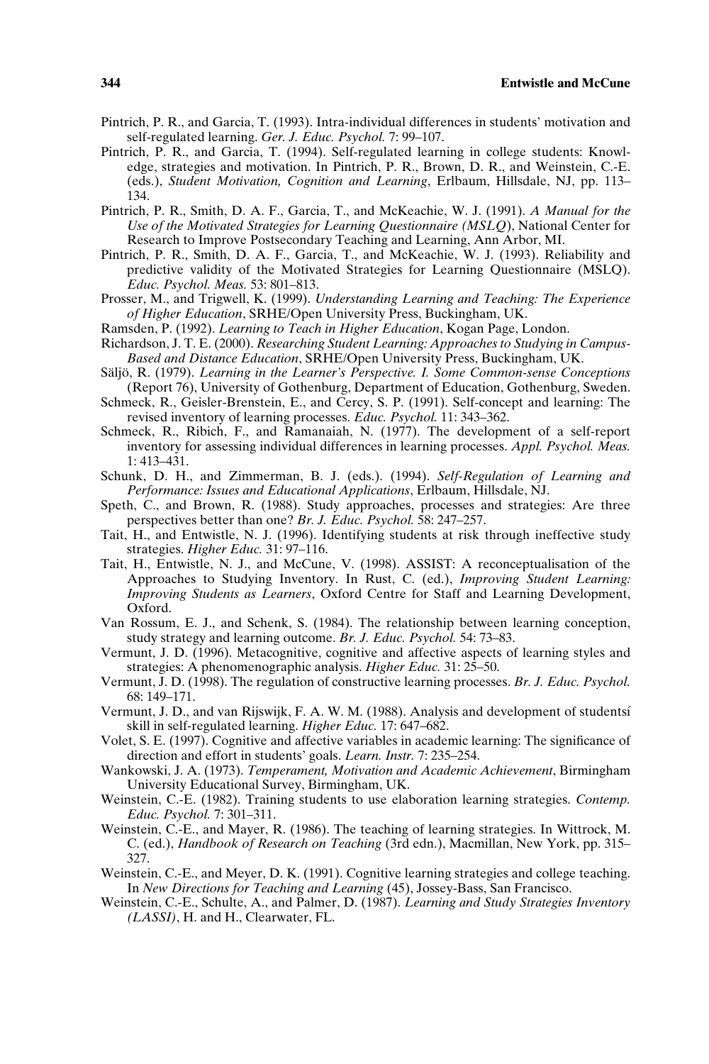Pintrich, P. R., and Garcia, T. (1993). Intra-individual differences in students' motivation and self-regulated learning. *Ger. J. Educ. Psychol.* 7: 99–107.

Pintrich, P. R., and Garcia, T. (1994). Self-regulated learning in college students: Knowledge, strategies and motivation. In Pintrich, P. R., Brown, D. R., and Weinstein, C.-E. (eds.), *Student Motivation, Cognition and Learning*, Erlbaum, Hillsdale, NJ, pp. 113–134.

Pintrich, P. R., Smith, D. A. F., Garcia, T., and McKeachie, W. J. (1991). *A Manual for the Use of the Motivated Strategies for Learning Questionnaire (MSLQ)*, National Center for Research to Improve Postsecondary Teaching and Learning, Ann Arbor, MI.

Pintrich, P. R., Smith, D. A. F., Garcia, T., and McKeachie, W. J. (1993). Reliability and predictive validity of the Motivated Strategies for Learning Questionnaire (MSLQ). *Educ. Psychol. Meas.* 53: 801–813.

Prosser, M., and Trigwell, K. (1999). *Understanding Learning and Teaching: The Experience of Higher Education*, SRHE/Open University Press, Buckingham, UK.

Ramsden, P. (1992). *Learning to Teach in Higher Education*, Kogan Page, London.

Richardson, J. T. E. (2000). *Researching Student Learning: Approaches to Studying in Campus-Based and Distance Education*, SRHE/Open University Press, Buckingham, UK.

Säljö, R. (1979). *Learning in the Learner's Perspective. I. Some Common-sense Conceptions* (Report 76), University of Gothenburg, Department of Education, Gothenburg, Sweden.

Schmeck, R., Geisler-Brenstein, E., and Cercy, S. P. (1991). Self-concept and learning: The revised inventory of learning processes. *Educ. Psychol.* 11: 343–362.

Schmeck, R., Ribich, F., and Ramanaiah, N. (1977). The development of a self-report inventory for assessing individual differences in learning processes. *Appl. Psychol. Meas.* 1: 413–431.

Schunk, D. H., and Zimmerman, B. J. (eds.). (1994). *Self-Regulation of Learning and Performance: Issues and Educational Applications*, Erlbaum, Hillsdale, NJ.

Speth, C., and Brown, R. (1988). Study approaches, processes and strategies: Are three perspectives better than one? *Br. J. Educ. Psychol.* 58: 247–257.

Tait, H., and Entwistle, N. J. (1996). Identifying students at risk through ineffective study strategies. *Higher Educ.* 31: 97–116.

Tait, H., Entwistle, N. J., and McCune, V. (1998). ASSIST: A reconceptualisation of the Approaches to Studying Inventory. In Rust, C. (ed.), *Improving Student Learning: Improving Students as Learners*, Oxford Centre for Staff and Learning Development, Oxford.

Van Rossum, E. J., and Schenk, S. (1984). The relationship between learning conception, study strategy and learning outcome. *Br. J. Educ. Psychol.* 54: 73–83.

Vermunt, J. D. (1996). Metacognitive, cognitive and affective aspects of learning styles and strategies: A phenomenographic analysis. *Higher Educ.* 31: 25–50.

Vermunt, J. D. (1998). The regulation of constructive learning processes. *Br. J. Educ. Psychol.* 68: 149–171.

Vermunt, J. D., and van Rijswijk, F. A. W. M. (1988). Analysis and development of studentsí skill in self-regulated learning. *Higher Educ.* 17: 647–682.

Volet, S. E. (1997). Cognitive and affective variables in academic learning: The significance of direction and effort in students' goals. *Learn. Instr.* 7: 235–254.

Wankowski, J. A. (1973). *Temperament, Motivation and Academic Achievement*, Birmingham University Educational Survey, Birmingham, UK.

Weinstein, C.-E. (1982). Training students to use elaboration learning strategies. *Contemp. Educ. Psychol.* 7: 301–311.

Weinstein, C.-E., and Mayer, R. (1986). The teaching of learning strategies. In Wittrock, M. C. (ed.), *Handbook of Research on Teaching* (3rd edn.), Macmillan, New York, pp. 315–327.

Weinstein, C.-E., and Meyer, D. K. (1991). Cognitive learning strategies and college teaching. In *New Directions for Teaching and Learning* (45), Jossey-Bass, San Francisco.

Weinstein, C.-E., Schulte, A., and Palmer, D. (1987). *Learning and Study Strategies Inventory (LASSI)*, H. and H., Clearwater, FL.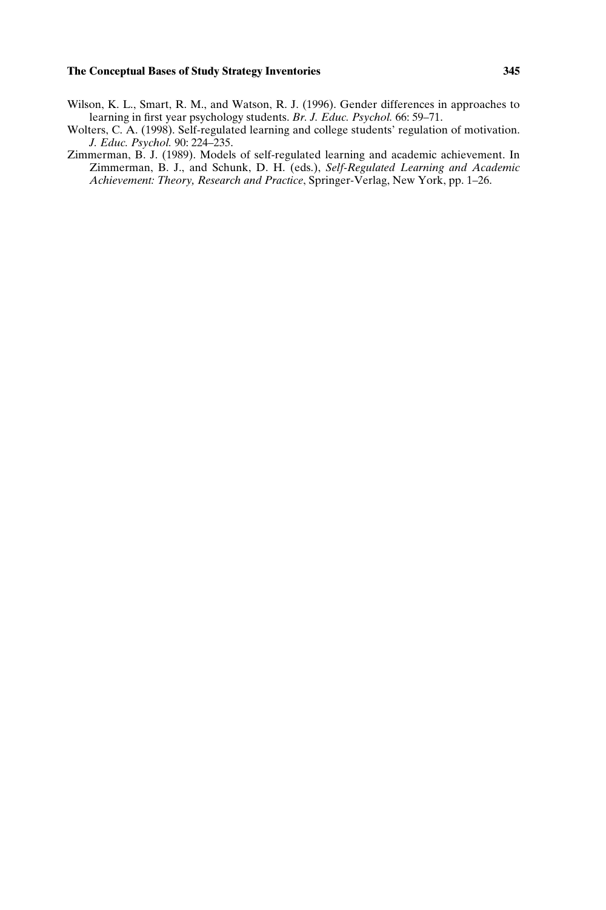Wilson, K. L., Smart, R. M., and Watson, R. J. (1996). Gender differences in approaches to learning in first year psychology students. *Br. J. Educ. Psychol.* 66: 59–71.

Wolters, C. A. (1998). Self-regulated learning and college students' regulation of motivation. *J. Educ. Psychol.* 90: 224–235.

Zimmerman, B. J. (1989). Models of self-regulated learning and academic achievement. In Zimmerman, B. J., and Schunk, D. H. (eds.), *Self-Regulated Learning and Academic Achievement: Theory, Research and Practice*, Springer-Verlag, New York, pp. 1–26.